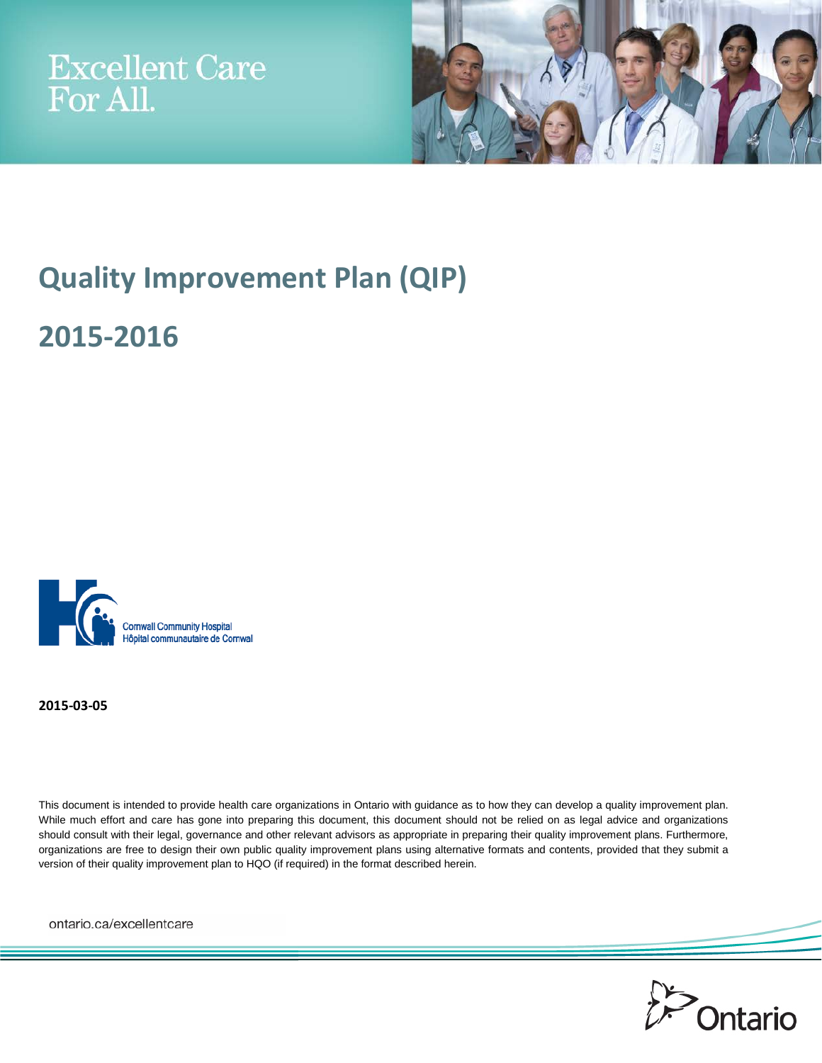Excellent Care For All.

# Quality Improvement Plan (QIP)

# 2015-2016

Cornwall Community Hospital
Hôpital communautaire de Cornwal

**2015-03-05**

This document is intended to provide health care organizations in Ontario with guidance as to how they can develop a quality improvement plan. While much effort and care has gone into preparing this document, this document should not be relied on as legal advice and organizations should consult with their legal, governance and other relevant advisors as appropriate in preparing their quality improvement plans. Furthermore, organizations are free to design their own public quality improvement plans using alternative formats and contents, provided that they submit a version of their quality improvement plan to HQO (if required) in the format described herein.

ontario.ca/excellentcare

Ontario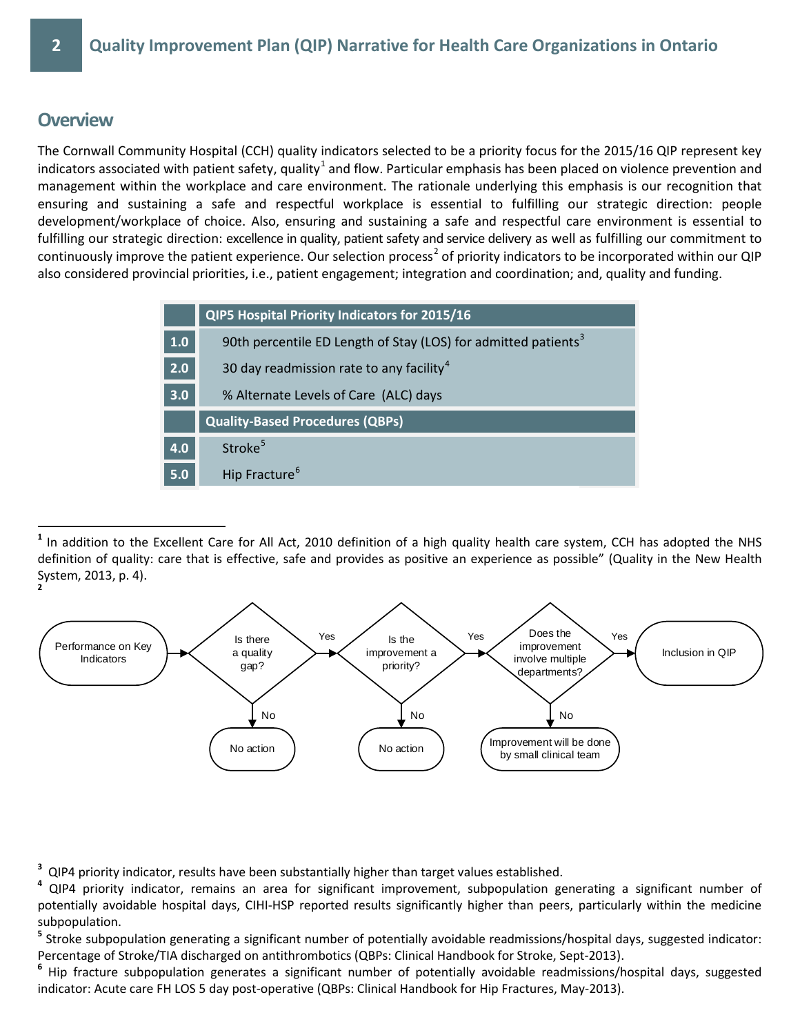## Overview

The Cornwall Community Hospital (CCH) quality indicators selected to be a priority focus for the 2015/16 QIP represent key indicators associated with patient safety, quality[1] and flow. Particular emphasis has been placed on violence prevention and management within the workplace and care environment. The rationale underlying this emphasis is our recognition that ensuring and sustaining a safe and respectful workplace is essential to fulfilling our strategic direction: people development/workplace of choice. Also, ensuring and sustaining a safe and respectful care environment is essential to fulfilling our strategic direction: excellence in quality, patient safety and service delivery as well as fulfilling our commitment to continuously improve the patient experience. Our selection process[2] of priority indicators to be incorporated within our QIP also considered provincial priorities, i.e., patient engagement; integration and coordination; and, quality and funding.

| | QIP5 Hospital Priority Indicators for 2015/16 |
|---|---|
| 1.0 | 90th percentile ED Length of Stay (LOS) for admitted patients[3] |
| 2.0 | 30 day readmission rate to any facility[4] |
| 3.0 | % Alternate Levels of Care (ALC) days |
| | **Quality-Based Procedures (QBPs)** |
| 4.0 | Stroke[5] |
| 5.0 | Hip Fracture[6] |

[1] In addition to the Excellent Care for All Act, 2010 definition of a high quality health care system, CCH has adopted the NHS definition of quality: care that is effective, safe and provides as positive an experience as possible" (Quality in the New Health System, 2013, p. 4).

[2]

```
Performance on Key Indicators
  -> Is there a quality gap?
       No  -> No action
       Yes -> Is the improvement a priority?
                No  -> No action
                Yes -> Does the improvement involve multiple departments?
                         No  -> Improvement will be done by small clinical team
                         Yes -> Inclusion in QIP
```

[3] QIP4 priority indicator, results have been substantially higher than target values established.

[4] QIP4 priority indicator, remains an area for significant improvement, subpopulation generating a significant number of potentially avoidable hospital days, CIHI-HSP reported results significantly higher than peers, particularly within the medicine subpopulation.

[5] Stroke subpopulation generating a significant number of potentially avoidable readmissions/hospital days, suggested indicator: Percentage of Stroke/TIA discharged on antithrombotics (QBPs: Clinical Handbook for Stroke, Sept-2013).

[6] Hip fracture subpopulation generates a significant number of potentially avoidable readmissions/hospital days, suggested indicator: Acute care FH LOS 5 day post-operative (QBPs: Clinical Handbook for Hip Fractures, May-2013).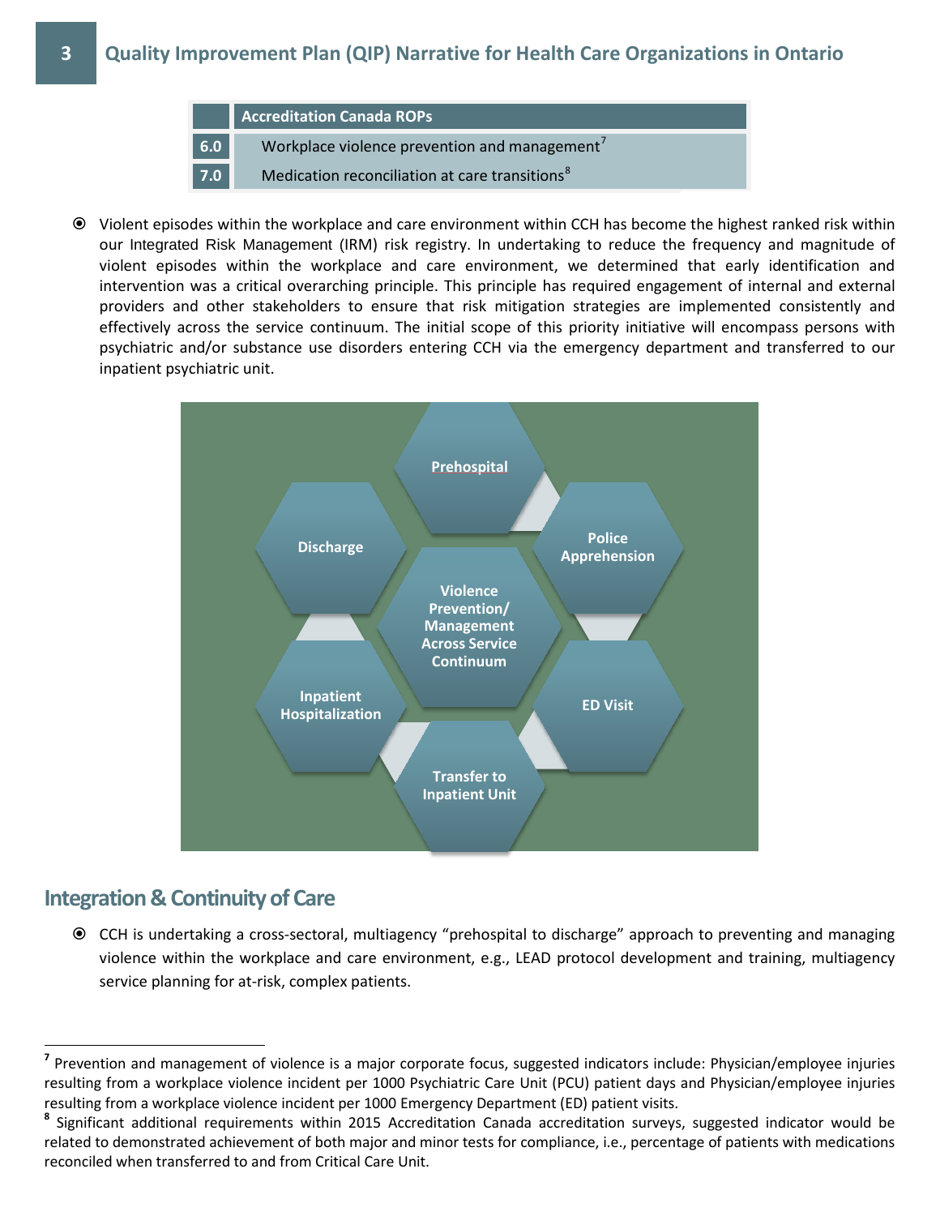| | Accreditation Canada ROPs |
|---|---|
| 6.0 | Workplace violence prevention and management[7] |
| 7.0 | Medication reconciliation at care transitions[8] |

- Violent episodes within the workplace and care environment within CCH has become the highest ranked risk within our Integrated Risk Management (IRM) risk registry. In undertaking to reduce the frequency and magnitude of violent episodes within the workplace and care environment, we determined that early identification and intervention was a critical overarching principle. This principle has required engagement of internal and external providers and other stakeholders to ensure that risk mitigation strategies are implemented consistently and effectively across the service continuum. The initial scope of this priority initiative will encompass persons with psychiatric and/or substance use disorders entering CCH via the emergency department and transferred to our inpatient psychiatric unit.

Prehospital

Police Apprehension

ED Visit

Transfer to Inpatient Unit

Inpatient Hospitalization

Discharge

Violence Prevention/ Management Across Service Continuum

## Integration & Continuity of Care

- CCH is undertaking a cross-sectoral, multiagency "prehospital to discharge" approach to preventing and managing violence within the workplace and care environment, e.g., LEAD protocol development and training, multiagency service planning for at-risk, complex patients.

---

[7] Prevention and management of violence is a major corporate focus, suggested indicators include: Physician/employee injuries resulting from a workplace violence incident per 1000 Psychiatric Care Unit (PCU) patient days and Physician/employee injuries resulting from a workplace violence incident per 1000 Emergency Department (ED) patient visits.

[8] Significant additional requirements within 2015 Accreditation Canada accreditation surveys, suggested indicator would be related to demonstrated achievement of both major and minor tests for compliance, i.e., percentage of patients with medications reconciled when transferred to and from Critical Care Unit.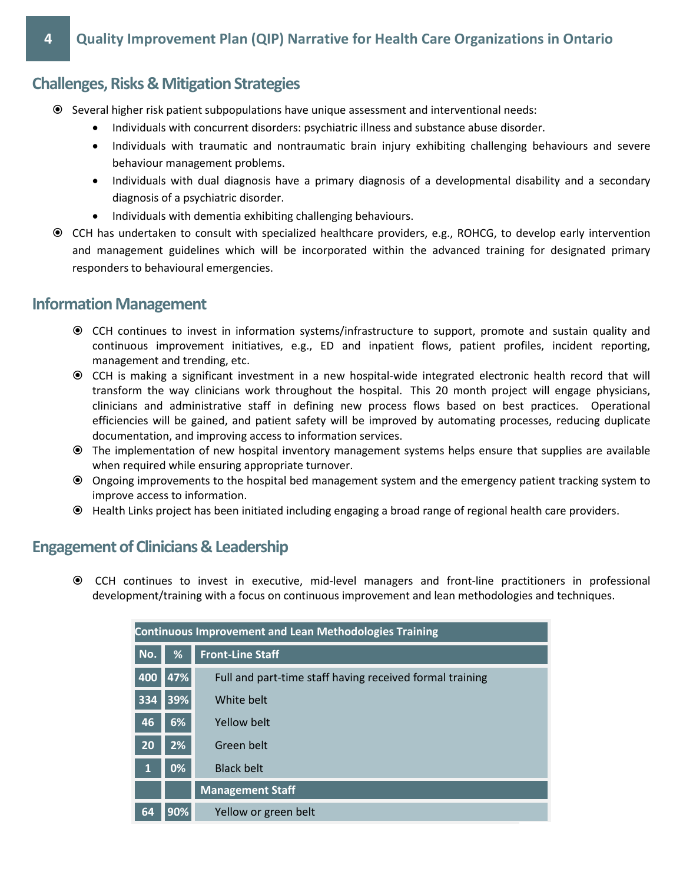## Challenges, Risks & Mitigation Strategies

- Several higher risk patient subpopulations have unique assessment and interventional needs:
  - Individuals with concurrent disorders: psychiatric illness and substance abuse disorder.
  - Individuals with traumatic and nontraumatic brain injury exhibiting challenging behaviours and severe behaviour management problems.
  - Individuals with dual diagnosis have a primary diagnosis of a developmental disability and a secondary diagnosis of a psychiatric disorder.
  - Individuals with dementia exhibiting challenging behaviours.
- CCH has undertaken to consult with specialized healthcare providers, e.g., ROHCG, to develop early intervention and management guidelines which will be incorporated within the advanced training for designated primary responders to behavioural emergencies.

## Information Management

- CCH continues to invest in information systems/infrastructure to support, promote and sustain quality and continuous improvement initiatives, e.g., ED and inpatient flows, patient profiles, incident reporting, management and trending, etc.
- CCH is making a significant investment in a new hospital-wide integrated electronic health record that will transform the way clinicians work throughout the hospital. This 20 month project will engage physicians, clinicians and administrative staff in defining new process flows based on best practices. Operational efficiencies will be gained, and patient safety will be improved by automating processes, reducing duplicate documentation, and improving access to information services.
- The implementation of new hospital inventory management systems helps ensure that supplies are available when required while ensuring appropriate turnover.
- Ongoing improvements to the hospital bed management system and the emergency patient tracking system to improve access to information.
- Health Links project has been initiated including engaging a broad range of regional health care providers.

## Engagement of Clinicians & Leadership

- CCH continues to invest in executive, mid-level managers and front-line practitioners in professional development/training with a focus on continuous improvement and lean methodologies and techniques.

| Continuous Improvement and Lean Methodologies Training | | |
|---|---|---|
| No. | % | Front-Line Staff |
| 400 | 47% | Full and part-time staff having received formal training |
| 334 | 39% | White belt |
| 46 | 6% | Yellow belt |
| 20 | 2% | Green belt |
| 1 | 0% | Black belt |
| | | Management Staff |
| 64 | 90% | Yellow or green belt |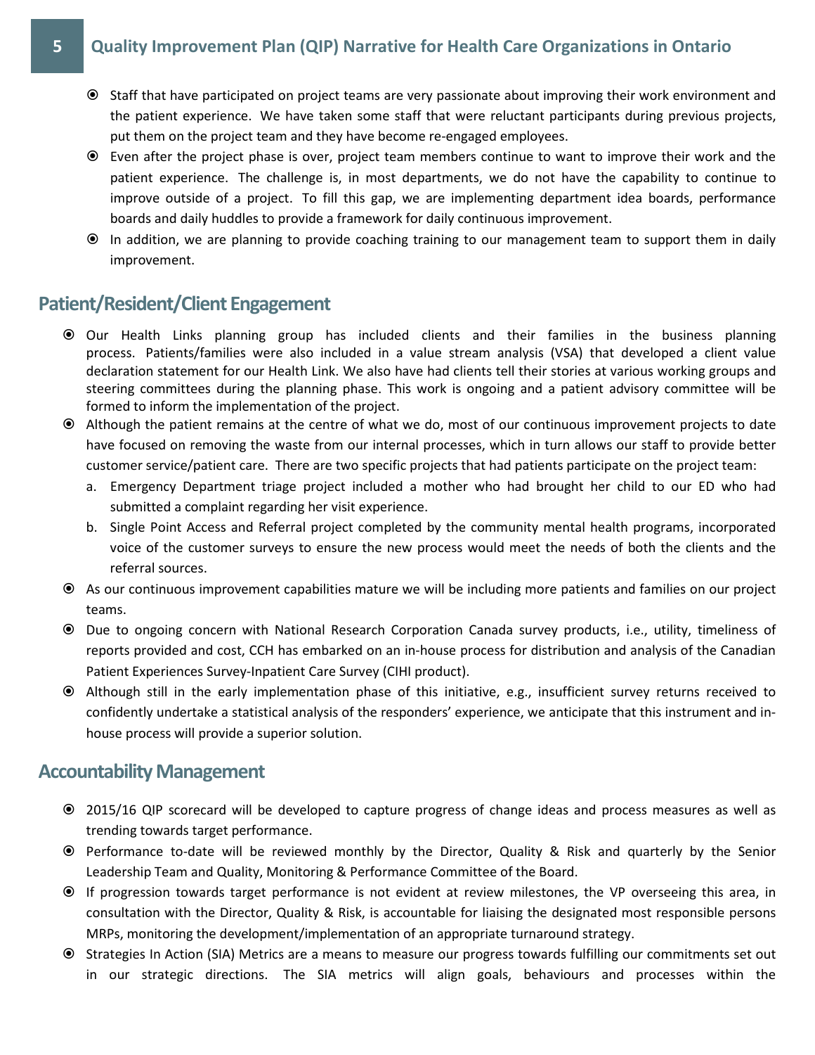- Staff that have participated on project teams are very passionate about improving their work environment and the patient experience. We have taken some staff that were reluctant participants during previous projects, put them on the project team and they have become re-engaged employees.
- Even after the project phase is over, project team members continue to want to improve their work and the patient experience. The challenge is, in most departments, we do not have the capability to continue to improve outside of a project. To fill this gap, we are implementing department idea boards, performance boards and daily huddles to provide a framework for daily continuous improvement.
- In addition, we are planning to provide coaching training to our management team to support them in daily improvement.

## Patient/Resident/Client Engagement

- Our Health Links planning group has included clients and their families in the business planning process. Patients/families were also included in a value stream analysis (VSA) that developed a client value declaration statement for our Health Link. We also have had clients tell their stories at various working groups and steering committees during the planning phase. This work is ongoing and a patient advisory committee will be formed to inform the implementation of the project.
- Although the patient remains at the centre of what we do, most of our continuous improvement projects to date have focused on removing the waste from our internal processes, which in turn allows our staff to provide better customer service/patient care. There are two specific projects that had patients participate on the project team:
  a. Emergency Department triage project included a mother who had brought her child to our ED who had submitted a complaint regarding her visit experience.
  b. Single Point Access and Referral project completed by the community mental health programs, incorporated voice of the customer surveys to ensure the new process would meet the needs of both the clients and the referral sources.
- As our continuous improvement capabilities mature we will be including more patients and families on our project teams.
- Due to ongoing concern with National Research Corporation Canada survey products, i.e., utility, timeliness of reports provided and cost, CCH has embarked on an in-house process for distribution and analysis of the Canadian Patient Experiences Survey-Inpatient Care Survey (CIHI product).
- Although still in the early implementation phase of this initiative, e.g., insufficient survey returns received to confidently undertake a statistical analysis of the responders' experience, we anticipate that this instrument and in-house process will provide a superior solution.

## Accountability Management

- 2015/16 QIP scorecard will be developed to capture progress of change ideas and process measures as well as trending towards target performance.
- Performance to-date will be reviewed monthly by the Director, Quality & Risk and quarterly by the Senior Leadership Team and Quality, Monitoring & Performance Committee of the Board.
- If progression towards target performance is not evident at review milestones, the VP overseeing this area, in consultation with the Director, Quality & Risk, is accountable for liaising the designated most responsible persons MRPs, monitoring the development/implementation of an appropriate turnaround strategy.
- Strategies In Action (SIA) Metrics are a means to measure our progress towards fulfilling our commitments set out in our strategic directions. The SIA metrics will align goals, behaviours and processes within the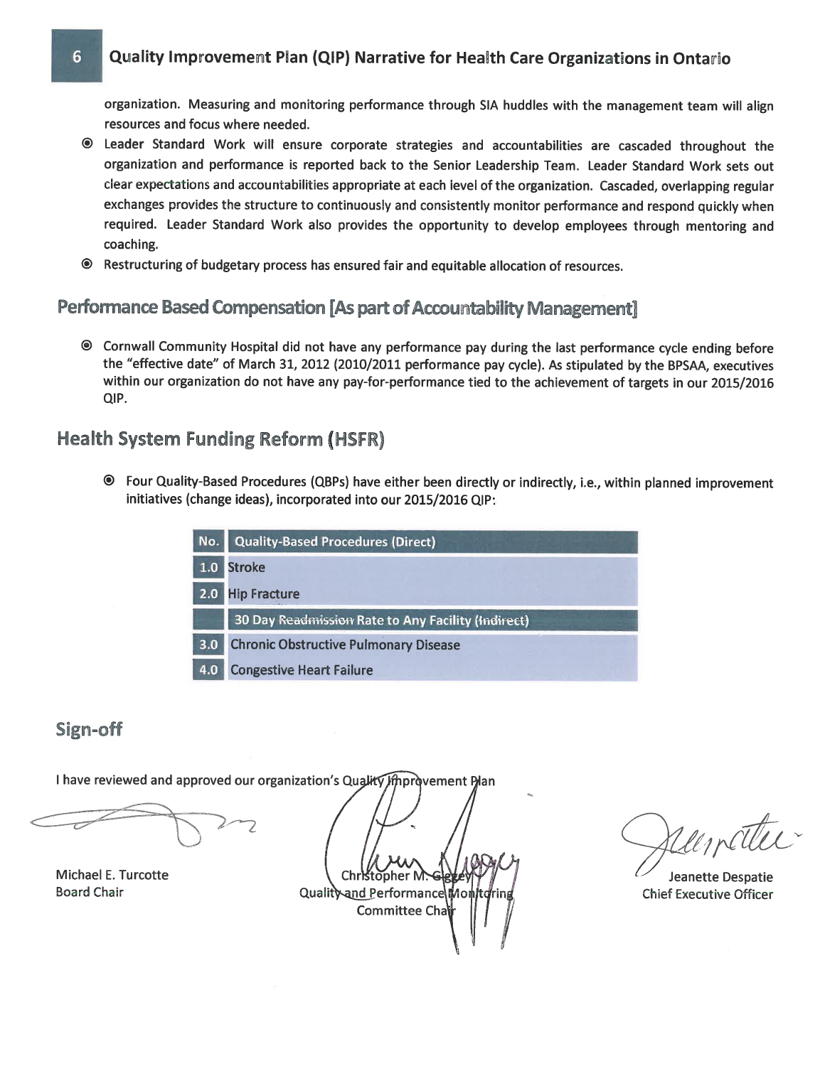organization. Measuring and monitoring performance through SIA huddles with the management team will align resources and focus where needed.

- Leader Standard Work will ensure corporate strategies and accountabilities are cascaded throughout the organization and performance is reported back to the Senior Leadership Team. Leader Standard Work sets out clear expectations and accountabilities appropriate at each level of the organization. Cascaded, overlapping regular exchanges provides the structure to continuously and consistently monitor performance and respond quickly when required. Leader Standard Work also provides the opportunity to develop employees through mentoring and coaching.
- Restructuring of budgetary process has ensured fair and equitable allocation of resources.

## Performance Based Compensation [As part of Accountability Management]

- Cornwall Community Hospital did not have any performance pay during the last performance cycle ending before the "effective date" of March 31, 2012 (2010/2011 performance pay cycle). As stipulated by the BPSAA, executives within our organization do not have any pay-for-performance tied to the achievement of targets in our 2015/2016 QIP.

## Health System Funding Reform (HSFR)

- Four Quality-Based Procedures (QBPs) have either been directly or indirectly, i.e., within planned improvement initiatives (change ideas), incorporated into our 2015/2016 QIP:

| No. | Quality-Based Procedures (Direct) |
|---|---|
| 1.0 | Stroke |
| 2.0 | Hip Fracture |
| | **30 Day Readmission Rate to Any Facility (Indirect)** |
| 3.0 | Chronic Obstructive Pulmonary Disease |
| 4.0 | Congestive Heart Failure |

## Sign-off

I have reviewed and approved our organization's Quality Improvement Plan

Michael E. Turcotte
Board Chair

Christopher M. Gegey
Quality and Performance Monitoring Committee Chair

Jeanette Despatie
Chief Executive Officer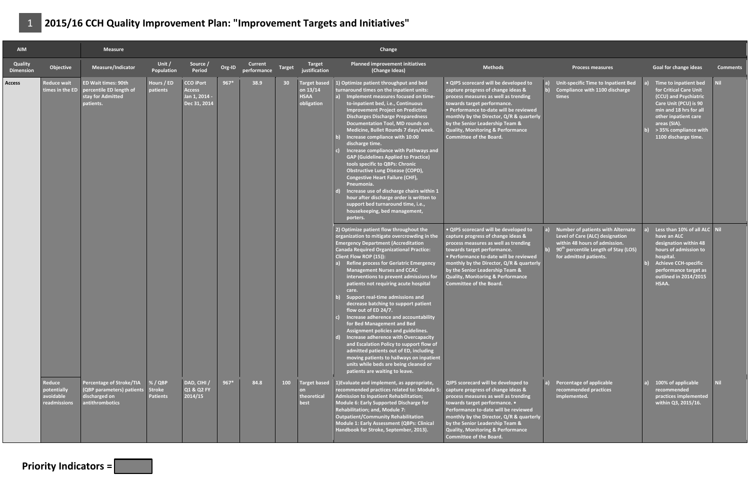# 1 2015/16 CCH Quality Improvement Plan: "Improvement Targets and Initiatives"

| AIM | | Measure | | | | | | | Change | | | | |
|---|---|---|---|---|---|---|---|---|---|---|---|---|---|
| Quality Dimension | Objective | Measure/Indicator | Unit / Population | Source / Period | Org-ID | Current performance | Target | Target justification | Planned improvement initiatives (Change Ideas) | Methods | Process measures | Goal for change ideas | Comments |
| Access | Reduce wait times in the ED | ED Wait times: 90th percentile ED length of stay for Admitted patients. | Hours / ED patients | CCO iPort Access Jan 1, 2014 - Dec 31, 2014 | 967* | 38.9 | 30 | Target based on 13/14 HSAA obligation | 1) Optimize patient throughput and bed turnaround times on the inpatient units: a) Implement measures focused on time-to-inpatient bed, i.e., Continuous Improvement Project on Predictive Discharges Discharge Preparedness Documentation Tool, MD rounds on Medicine, Bullet Rounds 7 days/week. b) Increase compliance with 10:00 discharge time. c) Increase compliance with Pathways and GAP (Guidelines Applied to Practice) tools specific to QBPs: Chronic Obstructive Lung Disease (COPD), Congestive Heart Failure (CHF), Pneumonia. d) Increase use of discharge chairs within 1 hour after discharge order is written to support bed turnaround time, i.e., housekeeping, bed management, porters. | • QIP5 scorecard will be developed to capture progress of change ideas & process measures as well as trending towards target performance. • Performance to-date will be reviewed monthly by the Director, Q/R & quarterly by the Senior Leadership Team & Quality, Monitoring & Performance Committee of the Board. | a) Unit-specific Time to Inpatient Bed b) Compliance with 1100 discharge times | a) Time to inpatient bed for Critical Care Unit (CCU) and Psychiatric Care Unit (PCU) is 90 min and 18 hrs for all other inpatient care areas (SIA). b) > 35% compliance with 1100 discharge time. | Nil |
| | | | | | | | | | 2) Optimize patient flow throughout the organization to mitigate overcrowding in the Emergency Department (Accreditation Canada Required Organizational Practice: Client Flow ROP (15)): a) Refine process for Geriatric Emergency Management Nurses and CCAC interventions to prevent admissions for patients not requiring acute hospital care. b) Support real-time admissions and decrease batching to support patient flow out of ED 24/7. c) Increase adherence and accountability for Bed Management and Bed Assignment policies and guidelines. d) Increase adherence with Overcapacity and Escalation Policy to support flow of admitted patients out of ED, including moving patients to hallways on inpatient units while beds are being cleaned or patients are waiting to leave. | • QIP5 scorecard will be developed to capture progress of change ideas & process measures as well as trending towards target performance. • Performance to-date will be reviewed monthly by the Director, Q/R & quarterly by the Senior Leadership Team & Quality, Monitoring & Performance Committee of the Board. | a) Number of patients with Alternate Level of Care (ALC) designation within 48 hours of admission. b) 90th percentile Length of Stay (LOS) for admitted patients. | a) Less than 10% of all ALC have an ALC designation within 48 hours of admission to hospital. b) Achieve CCH-specific performance target as outlined in 2014/2015 HSAA. | Nil |
| | Reduce potentially avoidable readmissions | Percentage of Stroke/TIA (QBP parameters) patients discharged on antithrombotics | % / QBP Stroke Patients | DAD, CIHI / Q1 & Q2 FY 2014/15 | 967* | 84.8 | 100 | Target based on theoretical best | 1)Evaluate and implement, as appropriate, recommended practices related to: Module 5: Admission to Inpatient Rehabilitation; Module 6: Early Supported Discharge for Rehabilitation; and, Module 7: Outpatient/Community Rehabilitation Module 1: Early Assessment (QBPs: Clinical Handbook for Stroke, September, 2013). | QIP5 scorecard will be developed to capture progress of change ideas & process measures as well as trending towards target performance. • Performance to-date will be reviewed monthly by the Director, Q/R & quarterly by the Senior Leadership Team & Quality, Monitoring & Performance Committee of the Board. | a) Percentage of applicable recommended practices implemented. | a) 100% of applicable recommended practices implemented within Q3, 2015/16. | Nil |

**Priority Indicators =**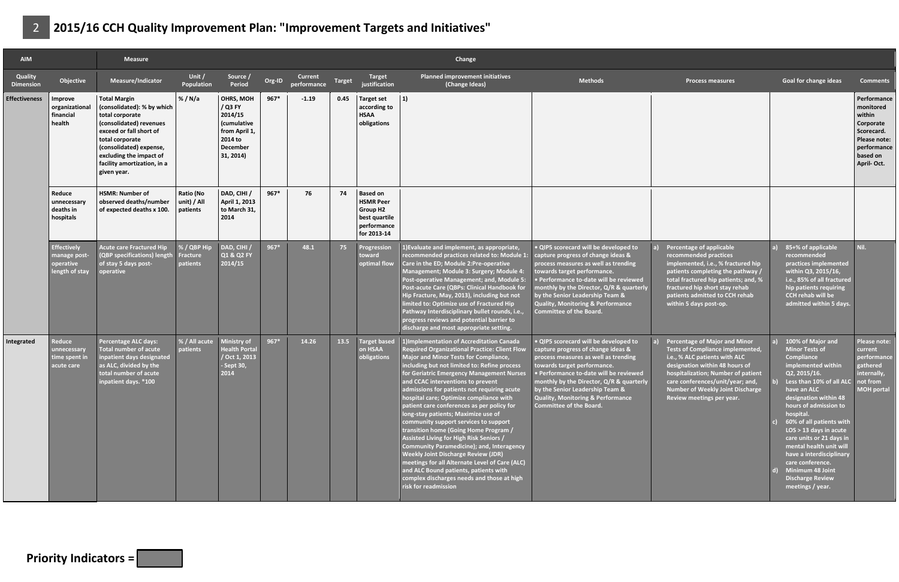## 2 2015/16 CCH Quality Improvement Plan: "Improvement Targets and Initiatives"

| AIM | | Measure | | | | | | | Change | | | | |
|---|---|---|---|---|---|---|---|---|---|---|---|---|---|
| Quality Dimension | Objective | Measure/Indicator | Unit / Population | Source / Period | Org-ID | Current performance | Target | Target justification | Planned improvement initiatives (Change Ideas) | Methods | Process measures | Goal for change ideas | Comments |
| Effectiveness | Improve organizational financial health | Total Margin (consolidated): % by which total corporate (consolidated) revenues exceed or fall short of total corporate (consolidated) expense, excluding the impact of facility amortization, in a given year. | % / N/a | OHRS, MOH / Q3 FY 2014/15 (cumulative from April 1, 2014 to December 31, 2014) | 967* | -1.19 | 0.45 | Target set according to HSAA obligations | 1) | | | | Performance monitored within Corporate Scorecard. Please note: performance based on April- Oct. |
| | Reduce unnecessary deaths in hospitals | HSMR: Number of observed deaths/number of expected deaths x 100. | Ratio (No unit) / All patients | DAD, CIHI / April 1, 2013 to March 31, 2014 | 967* | 76 | 74 | Based on HSMR Peer Group H2 best quartile performance for 2013-14 | | | | | |
| | Effectively manage post-operative length of stay | Acute care Fractured Hip (QBP specifications) length of stay 5 days post-operative | % / QBP Hip Fracture patients | DAD, CIHI / Q1 & Q2 FY 2014/15 | 967* | 48.1 | 75 | Progression toward optimal flow | 1)Evaluate and implement, as appropriate, recommended practices related to: Module 1: Care in the ED; Module 2:Pre-operative Management; Module 3: Surgery; Module 4: Post-operative Management; and, Module 5: Post-acute Care (QBPs: Clinical Handbook for Hip Fracture, May, 2013), including but not limited to: Optimize use of Fractured Hip Pathway Interdisciplinary bullet rounds, i.e., progress reviews and potential barrier to discharge and most appropriate setting. | • QIP5 scorecard will be developed to capture progress of change ideas & process measures as well as trending towards target performance.<br>• Performance to-date will be reviewed monthly by the Director, Q/R & quarterly by the Senior Leadership Team & Quality, Monitoring & Performance Committee of the Board. | a) Percentage of applicable recommended practices implemented, i.e., % fractured hip patients completing the pathway / total fractured hip patients; and, % fractured hip short stay rehab patients admitted to CCH rehab within 5 days post-op. | a) 85+% of applicable recommended practices implemented within Q3, 2015/16, i.e., 85% of all fractured hip patients requiring CCH rehab will be admitted within 5 days. | Nil. |
| Integrated | Reduce unnecessary time spent in acute care | Percentage ALC days: Total number of acute inpatient days designated as ALC, divided by the total number of acute inpatient days. *100 | % / All acute patients | Ministry of Health Portal / Oct 1, 2013 - Sept 30, 2014 | 967* | 14.26 | 13.5 | Target based on HSAA obligations | 1)Implementation of Accreditation Canada Required Organizational Practice: Client Flow Major and Minor Tests for Compliance, including but not limited to: Refine process for Geriatric Emergency Management Nurses and CCAC interventions to prevent admissions for patients not requiring acute hospital care; Optimize compliance with patient care conferences as per policy for long-stay patients; Maximize use of community support services to support transition home (Going Home Program / Assisted Living for High Risk Seniors / Community Paramedicine); and, Interagency Weekly Joint Discharge Review (JDR) meetings for all Alternate Level of Care (ALC) and ALC Bound patients, patients with complex discharges needs and those at high risk for readmission | • QIP5 scorecard will be developed to capture progress of change ideas & process measures as well as trending towards target performance.<br>• Performance to-date will be reviewed monthly by the Director, Q/R & quarterly by the Senior Leadership Team & Quality, Monitoring & Performance Committee of the Board. | a) Percentage of Major and Minor Tests of Compliance implemented, i.e., % ALC patients with ALC designation within 48 hours of hospitalization; Number of patient care conferences/unit/year; and, Number of Weekly Joint Discharge Review meetings per year. | a) 100% of Major and Minor Tests of Compliance implemented within Q2, 2015/16.<br>b) Less than 10% of all ALC have an ALC designation within 48 hours of admission to hospital.<br>c) 60% of all patients with LOS > 13 days in acute care units or 21 days in mental health unit will have a interdisciplinary care conference.<br>d) Minimum 48 Joint Discharge Review meetings / year. | Please note: current performance gathered internally, not from MOH portal |

**Priority Indicators =**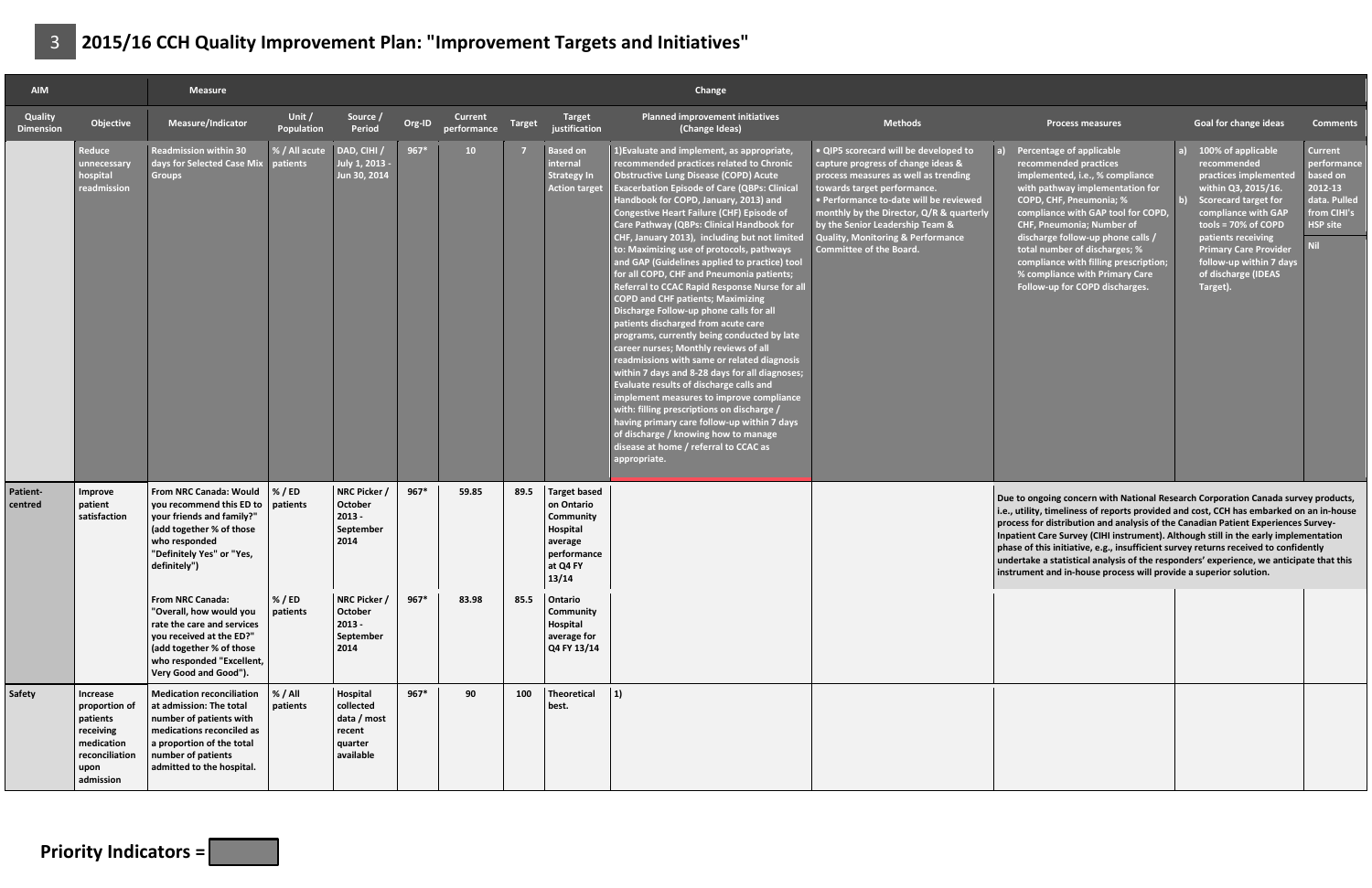# 3 2015/16 CCH Quality Improvement Plan: "Improvement Targets and Initiatives"

| AIM | | Measure | | | | | | | Change | | | | |
|---|---|---|---|---|---|---|---|---|---|---|---|---|---|
| Quality Dimension | Objective | Measure/Indicator | Unit / Population | Source / Period | Org-ID | Current performance | Target | Target justification | Planned improvement initiatives (Change Ideas) | Methods | Process measures | Goal for change ideas | Comments |
| | Reduce unnecessary hospital readmission | Readmission within 30 days for Selected Case Mix Groups | % / All acute patients | DAD, CIHI / July 1, 2013 - Jun 30, 2014 | 967* | 10 | 7 | Based on internal Strategy In Action target | 1)Evaluate and implement, as appropriate, recommended practices related to Chronic Obstructive Lung Disease (COPD) Acute Exacerbation Episode of Care (QBPs: Clinical Handbook for COPD, January, 2013) and Congestive Heart Failure (CHF) Episode of Care Pathway (QBPs: Clinical Handbook for CHF, January 2013), including but not limited to: Maximizing use of protocols, pathways and GAP (Guidelines applied to practice) tool for all COPD, CHF and Pneumonia patients; Referral to CCAC Rapid Response Nurse for all COPD and CHF patients; Maximizing Discharge Follow-up phone calls for all patients discharged from acute care programs, currently being conducted by late career nurses; Monthly reviews of all readmissions with same or related diagnosis within 7 days and 8-28 days for all diagnoses; Evaluate results of discharge calls and implement measures to improve compliance with: filling prescriptions on discharge / having primary care follow-up within 7 days of discharge / knowing how to manage disease at home / referral to CCAC as appropriate. | • QIP5 scorecard will be developed to capture progress of change ideas & process measures as well as trending towards target performance. • Performance to-date will be reviewed monthly by the Director, Q/R & quarterly by the Senior Leadership Team & Quality, Monitoring & Performance Committee of the Board. | a) Percentage of applicable recommended practices implemented, i.e., % compliance with pathway implementation for COPD, CHF, Pneumonia; % compliance with GAP tool for COPD, CHF, Pneumonia; Number of discharge follow-up phone calls / total number of discharges; % compliance with filling prescription; % compliance with Primary Care Follow-up for COPD discharges. | a) 100% of applicable recommended practices implemented within Q3, 2015/16. b) Scorecard target for compliance with GAP tools = 70% of COPD patients receiving Primary Care Provider follow-up within 7 days of discharge (IDEAS Target). | Current performance based on 2012-13 data. Pulled from CIHI's HSP site<br>Nil |
| Patient-centred | Improve patient satisfaction | From NRC Canada: Would you recommend this ED to your friends and family?" (add together % of those who responded "Definitely Yes" or "Yes, definitely") | % / ED patients | NRC Picker / October 2013 - September 2014 | 967* | 59.85 | 89.5 | Target based on Ontario Community Hospital average performance at Q4 FY 13/14 | | | Due to ongoing concern with National Research Corporation Canada survey products, i.e., utility, timeliness of reports provided and cost, CCH has embarked on an in-house process for distribution and analysis of the Canadian Patient Experiences Survey-Inpatient Care Survey (CIHI instrument). Although still in the early implementation phase of this initiative, e.g., insufficient survey returns received to confidently undertake a statistical analysis of the responders' experience, we anticipate that this instrument and in-house process will provide a superior solution. | | |
| | | From NRC Canada: "Overall, how would you rate the care and services you received at the ED?" (add together % of those who responded "Excellent, Very Good and Good"). | % / ED patients | NRC Picker / October 2013 - September 2014 | 967* | 83.98 | 85.5 | Ontario Community Hospital average for Q4 FY 13/14 | | | | | |
| Safety | Increase proportion of patients receiving medication reconciliation upon admission | Medication reconciliation at admission: The total number of patients with medications reconciled as a proportion of the total number of patients admitted to the hospital. | % / All patients | Hospital collected data / most recent quarter available | 967* | 90 | 100 | Theoretical best. | 1) | | | | |

**Priority Indicators =**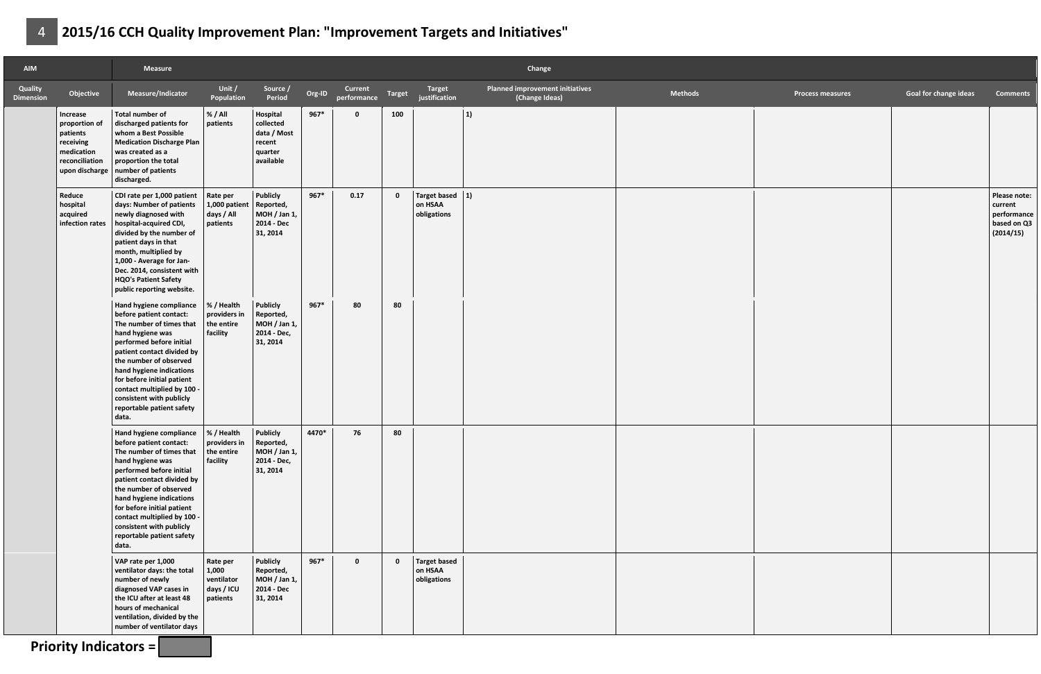## 4 2015/16 CCH Quality Improvement Plan: "Improvement Targets and Initiatives"

| AIM | | Measure | | | | | | | Change | | | | |
|---|---|---|---|---|---|---|---|---|---|---|---|---|---|
| Quality Dimension | Objective | Measure/Indicator | Unit / Population | Source / Period | Org-ID | Current performance | Target | Target justification | Planned improvement initiatives (Change Ideas) | Methods | Process measures | Goal for change ideas | Comments |
| | Increase proportion of patients receiving medication reconciliation upon discharge | Total number of discharged patients for whom a Best Possible Medication Discharge Plan was created as a proportion the total number of patients discharged. | % / All patients | Hospital collected data / Most recent quarter available | 967* | 0 | 100 | | 1) | | | | |
| | Reduce hospital acquired infection rates | CDI rate per 1,000 patient days: Number of patients newly diagnosed with hospital-acquired CDI, divided by the number of patient days in that month, multiplied by 1,000 - Average for Jan-Dec. 2014, consistent with HQO's Patient Safety public reporting website. | Rate per 1,000 patient days / All patients | Publicly Reported, MOH / Jan 1, 2014 - Dec 31, 2014 | 967* | 0.17 | 0 | Target based on HSAA obligations | 1) | | | | Please note: current performance based on Q3 (2014/15) |
| | | Hand hygiene compliance before patient contact: The number of times that hand hygiene was performed before initial patient contact divided by the number of observed hand hygiene indications for before initial patient contact multiplied by 100 - consistent with publicly reportable patient safety data. | % / Health providers in the entire facility | Publicly Reported, MOH / Jan 1, 2014 - Dec, 31, 2014 | 967* | 80 | 80 | | | | | | |
| | | Hand hygiene compliance before patient contact: The number of times that hand hygiene was performed before initial patient contact divided by the number of observed hand hygiene indications for before initial patient contact multiplied by 100 - consistent with publicly reportable patient safety data. | % / Health providers in the entire facility | Publicly Reported, MOH / Jan 1, 2014 - Dec, 31, 2014 | 4470* | 76 | 80 | | | | | | |
| | | VAP rate per 1,000 ventilator days: the total number of newly diagnosed VAP cases in the ICU after at least 48 hours of mechanical ventilation, divided by the number of ventilator days | Rate per 1,000 ventilator days / ICU patients | Publicly Reported, MOH / Jan 1, 2014 - Dec 31, 2014 | 967* | 0 | 0 | Target based on HSAA obligations | | | | | |

**Priority Indicators =**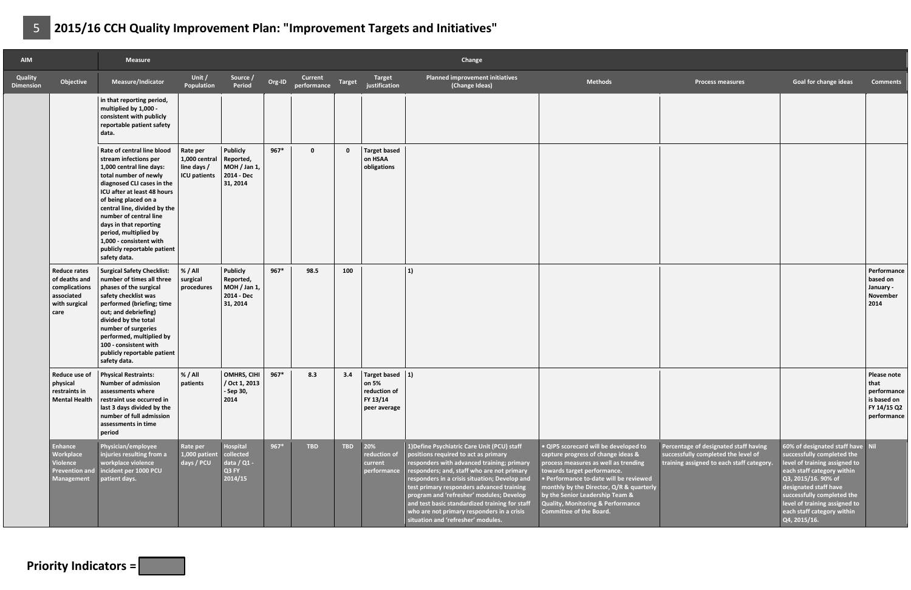# 5 2015/16 CCH Quality Improvement Plan: "Improvement Targets and Initiatives"

| AIM | | Measure | | | | | | | Change | | | | |
|---|---|---|---|---|---|---|---|---|---|---|---|---|---|
| Quality Dimension | Objective | Measure/Indicator | Unit / Population | Source / Period | Org-ID | Current performance | Target | Target justification | Planned improvement initiatives (Change Ideas) | Methods | Process measures | Goal for change ideas | Comments |
| | | in that reporting period, multiplied by 1,000 - consistent with publicly reportable patient safety data. | | | | | | | | | | | |
| | | Rate of central line blood stream infections per 1,000 central line days: total number of newly diagnosed CLI cases in the ICU after at least 48 hours of being placed on a central line, divided by the number of central line days in that reporting period, multiplied by 1,000 - consistent with publicly reportable patient safety data. | Rate per 1,000 central line days / ICU patients | Publicly Reported, MOH / Jan 1, 2014 - Dec 31, 2014 | 967* | 0 | 0 | Target based on HSAA obligations | | | | | |
| | Reduce rates of deaths and complications associated with surgical care | Surgical Safety Checklist: number of times all three phases of the surgical safety checklist was performed (briefing; time out; and debriefing) divided by the total number of surgeries performed, multiplied by 100 - consistent with publicly reportable patient safety data. | % / All surgical procedures | Publicly Reported, MOH / Jan 1, 2014 - Dec 31, 2014 | 967* | 98.5 | 100 | | 1) | | | | Performance based on January - November 2014 |
| | Reduce use of physical restraints in Mental Health | Physical Restraints: Number of admission assessments where restraint use occurred in last 3 days divided by the number of full admission assessments in time period | % / All patients | OMHRS, CIHI / Oct 1, 2013 - Sep 30, 2014 | 967* | 8.3 | 3.4 | Target based on 5% reduction of FY 13/14 peer average | 1) | | | | Please note that performance is based on FY 14/15 Q2 performance |
| | Enhance Workplace Violence Prevention and Management | Physician/employee injuries resulting from a workplace violence incident per 1000 PCU patient days. | Rate per 1,000 patient days / PCU | Hospital collected data / Q1 - Q3 FY 2014/15 | 967* | TBD | TBD | 20% reduction of current performance | 1)Define Psychiatric Care Unit (PCU) staff positions required to act as primary responders with advanced training; primary responders; and, staff who are not primary responders in a crisis situation; Develop and test primary responders advanced training program and 'refresher' modules; Develop and test basic standardized training for staff who are not primary responders in a crisis situation and 'refresher' modules. | • QIP5 scorecard will be developed to capture progress of change ideas & process measures as well as trending towards target performance. • Performance to-date will be reviewed monthly by the Director, Q/R & quarterly by the Senior Leadership Team & Quality, Monitoring & Performance Committee of the Board. | Percentage of designated staff having successfully completed the level of training assigned to each staff category. | 60% of designated staff have successfully completed the level of training assigned to each staff category within Q3, 2015/16. 90% of designated staff have successfully completed the level of training assigned to each staff category within Q4, 2015/16. | Nil |

**Priority Indicators =**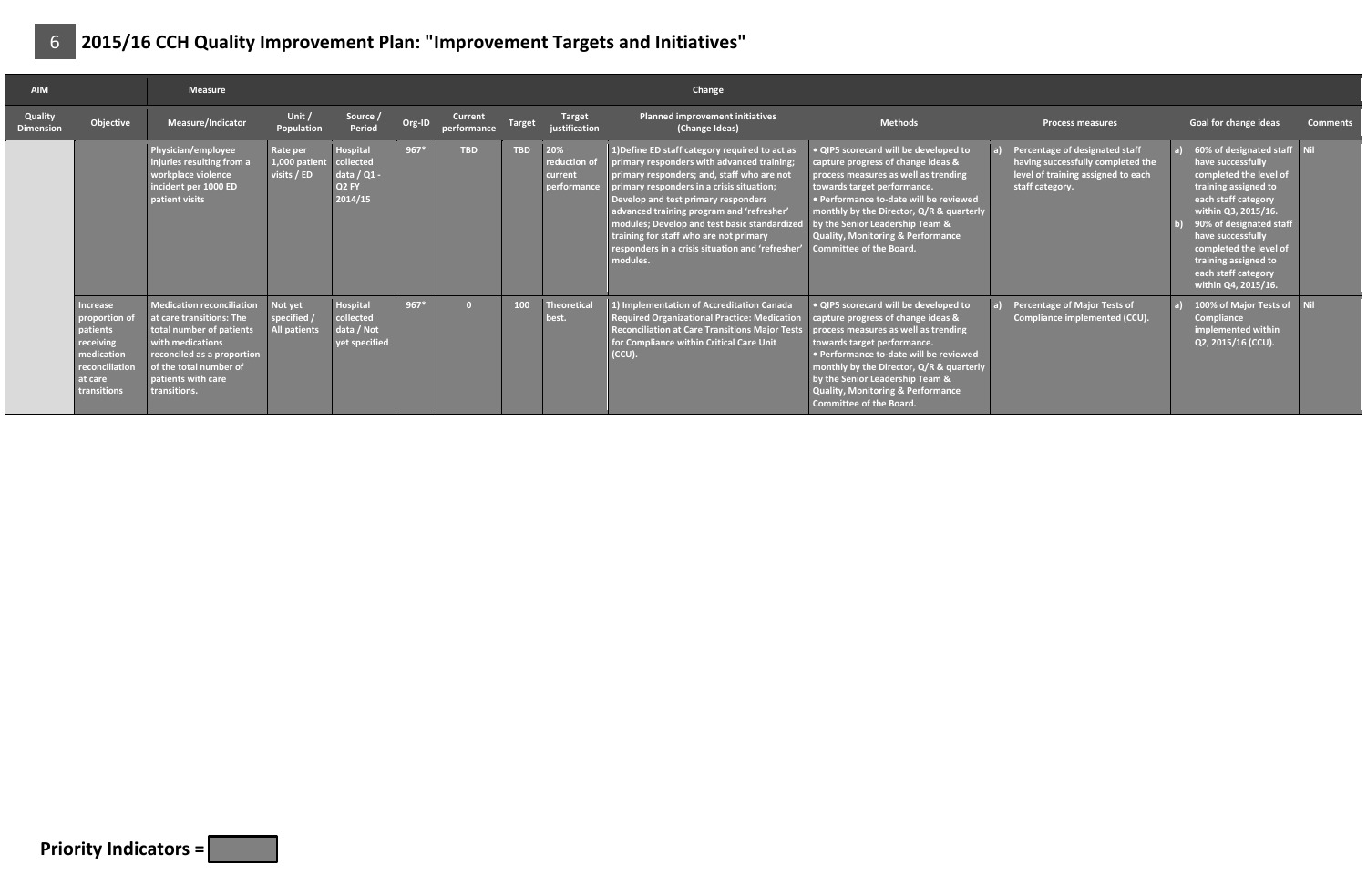# 6 2015/16 CCH Quality Improvement Plan: "Improvement Targets and Initiatives"

| AIM | | Measure | | | | | | | Change | | | | |
|---|---|---|---|---|---|---|---|---|---|---|---|---|---|
| Quality Dimension | Objective | Measure/Indicator | Unit / Population | Source / Period | Org-ID | Current performance | Target | Target justification | Planned improvement initiatives (Change Ideas) | Methods | Process measures | Goal for change ideas | Comments |
| | | Physician/employee injuries resulting from a workplace violence incident per 1000 ED patient visits | Rate per 1,000 patient visits / ED | Hospital collected data / Q1 - Q2 FY 2014/15 | 967* | TBD | TBD | 20% reduction of current performance | 1)Define ED staff category required to act as primary responders with advanced training; primary responders; and, staff who are not primary responders in a crisis situation; Develop and test primary responders advanced training program and 'refresher' modules; Develop and test basic standardized training for staff who are not primary responders in a crisis situation and 'refresher' modules. | • QIP5 scorecard will be developed to capture progress of change ideas & process measures as well as trending towards target performance. • Performance to-date will be reviewed monthly by the Director, Q/R & quarterly by the Senior Leadership Team & Quality, Monitoring & Performance Committee of the Board. | a) Percentage of designated staff having successfully completed the level of training assigned to each staff category. | a) 60% of designated staff have successfully completed the level of training assigned to each staff category within Q3, 2015/16. b) 90% of designated staff have successfully completed the level of training assigned to each staff category within Q4, 2015/16. | Nil |
| | Increase proportion of patients receiving medication reconciliation at care transitions | Medication reconciliation at care transitions: The total number of patients with medications reconciled as a proportion of the total number of patients with care transitions. | Not yet specified / All patients | Hospital collected data / Not yet specified | 967* | 0 | 100 | Theoretical best. | 1) Implementation of Accreditation Canada Required Organizational Practice: Medication Reconciliation at Care Transitions Major Tests for Compliance within Critical Care Unit (CCU). | • QIP5 scorecard will be developed to capture progress of change ideas & process measures as well as trending towards target performance. • Performance to-date will be reviewed monthly by the Director, Q/R & quarterly by the Senior Leadership Team & Quality, Monitoring & Performance Committee of the Board. | a) Percentage of Major Tests of Compliance implemented (CCU). | a) 100% of Major Tests of Compliance implemented within Q2, 2015/16 (CCU). | Nil |

**Priority Indicators =**